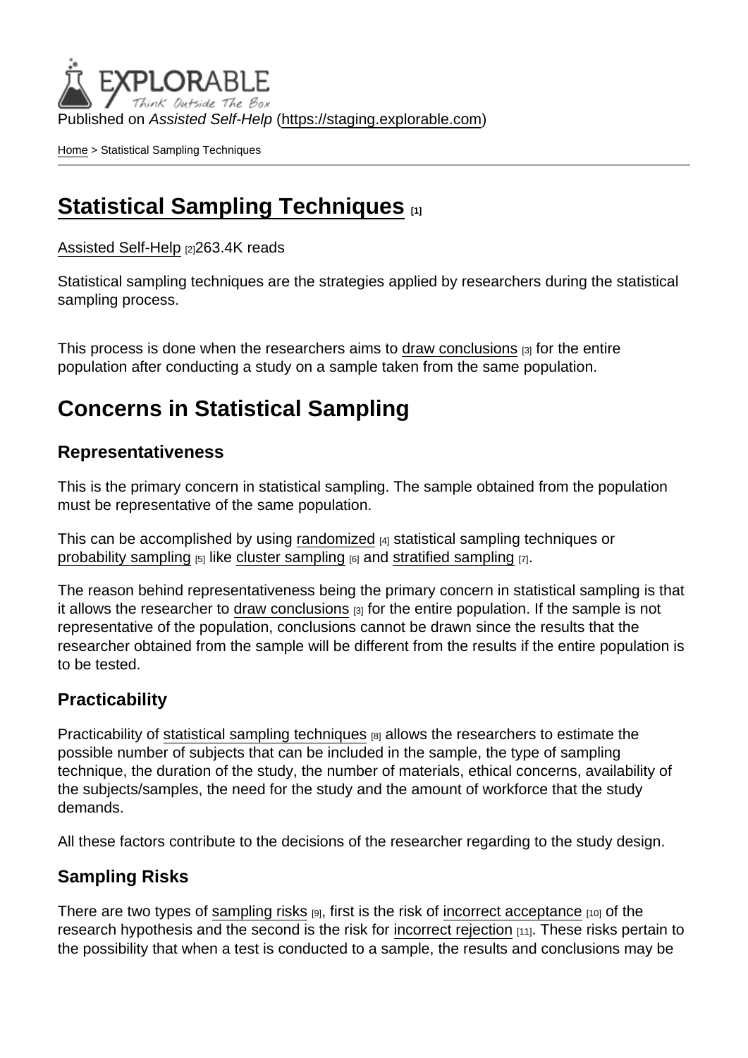Published on *Assisted Self-Help* (https://staging.explorable.com)

Home > Statistical Sampling Techniques

# Statistical Sampling Techniques [1]

Assisted Self-Help [2]263.4K reads

Statistical sampling techniques are the strategies applied by researchers during the statistical sampling process.

This process is done when the researchers aims to draw conclusions [3] for the entire population after conducting a study on a sample taken from the same population.

## Concerns in Statistical Sampling

### Representativeness

This is the primary concern in statistical sampling. The sample obtained from the population must be representative of the same population.

This can be accomplished by using randomized [4] statistical sampling techniques or probability sampling [5] like cluster sampling [6] and stratified sampling [7].

The reason behind representativeness being the primary concern in statistical sampling is that it allows the researcher to draw conclusions [3] for the entire population. If the sample is not representative of the population, conclusions cannot be drawn since the results that the researcher obtained from the sample will be different from the results if the entire population is to be tested.

### Practicability

Practicability of statistical sampling techniques [8] allows the researchers to estimate the possible number of subjects that can be included in the sample, the type of sampling technique, the duration of the study, the number of materials, ethical concerns, availability of the subjects/samples, the need for the study and the amount of workforce that the study demands.

All these factors contribute to the decisions of the researcher regarding to the study design.

### Sampling Risks

There are two types of sampling risks [9], first is the risk of incorrect acceptance [10] of the research hypothesis and the second is the risk for incorrect rejection [11]. These risks pertain to the possibility that when a test is conducted to a sample, the results and conclusions may be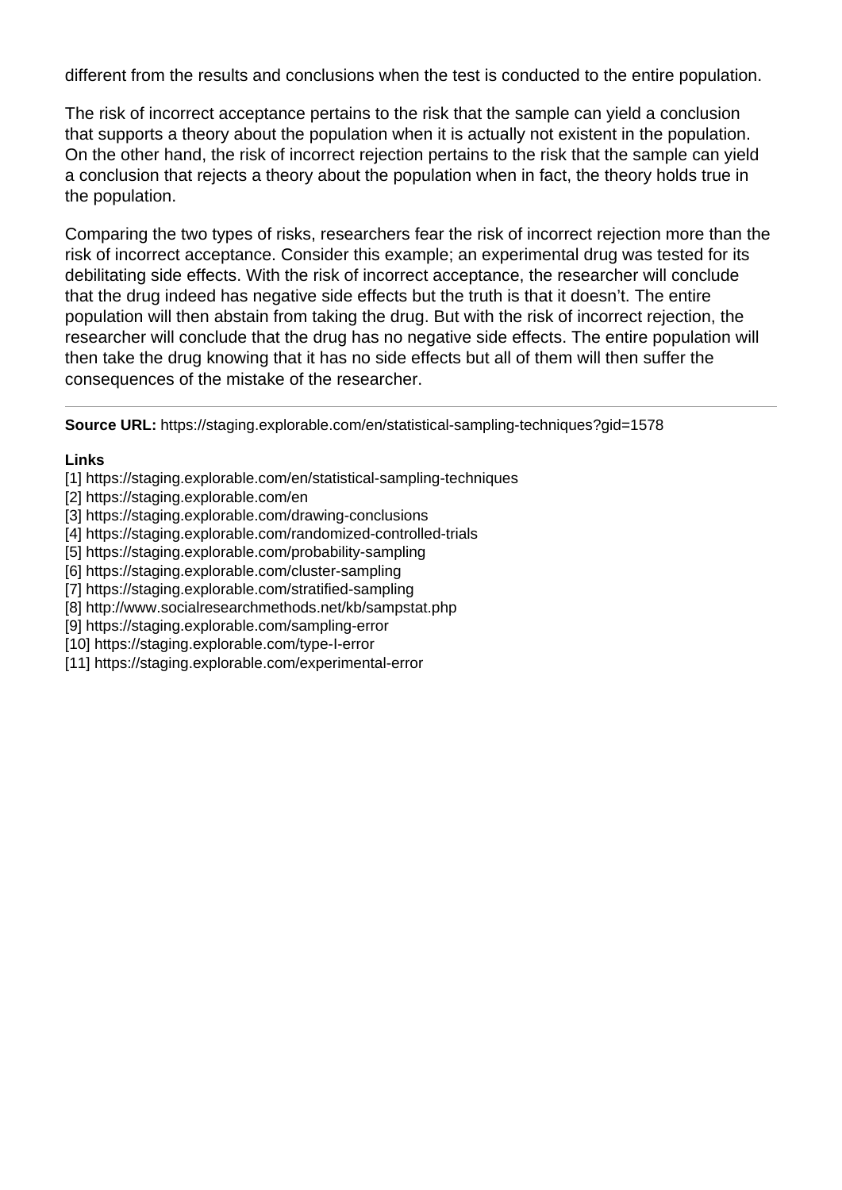different from the results and conclusions when the test is conducted to the entire population.

The risk of incorrect acceptance pertains to the risk that the sample can yield a conclusion that supports a theory about the population when it is actually not existent in the population. On the other hand, the risk of incorrect rejection pertains to the risk that the sample can yield a conclusion that rejects a theory about the population when in fact, the theory holds true in the population.

Comparing the two types of risks, researchers fear the risk of incorrect rejection more than the risk of incorrect acceptance. Consider this example; an experimental drug was tested for its debilitating side effects. With the risk of incorrect acceptance, the researcher will conclude that the drug indeed has negative side effects but the truth is that it doesn't. The entire population will then abstain from taking the drug. But with the risk of incorrect rejection, the researcher will conclude that the drug has no negative side effects. The entire population will then take the drug knowing that it has no side effects but all of them will then suffer the consequences of the mistake of the researcher.

---

**Source URL:** https://staging.explorable.com/en/statistical-sampling-techniques?gid=1578

**Links**

[1] https://staging.explorable.com/en/statistical-sampling-techniques
[2] https://staging.explorable.com/en
[3] https://staging.explorable.com/drawing-conclusions
[4] https://staging.explorable.com/randomized-controlled-trials
[5] https://staging.explorable.com/probability-sampling
[6] https://staging.explorable.com/cluster-sampling
[7] https://staging.explorable.com/stratified-sampling
[8] http://www.socialresearchmethods.net/kb/sampstat.php
[9] https://staging.explorable.com/sampling-error
[10] https://staging.explorable.com/type-I-error
[11] https://staging.explorable.com/experimental-error